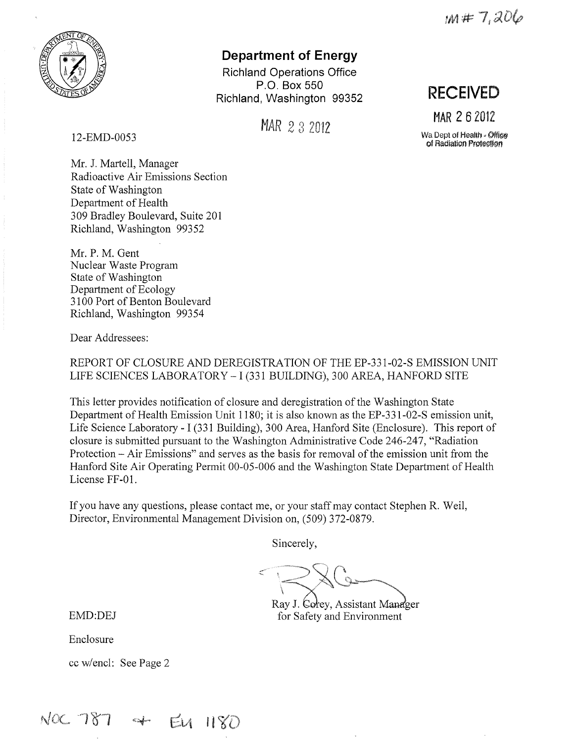IM # 7,206

**Department of Energy**

Richland Operations Office
P.O. Box 550
Richland, Washington 99352

MAR 23 2012

**RECEIVED**

MAR 26 2012

Wa Dept of Health - Office of Radiation Protection

12-EMD-0053

Mr. J. Martell, Manager
Radioactive Air Emissions Section
State of Washington
Department of Health
309 Bradley Boulevard, Suite 201
Richland, Washington 99352

Mr. P. M. Gent
Nuclear Waste Program
State of Washington
Department of Ecology
3100 Port of Benton Boulevard
Richland, Washington 99354

Dear Addressees:

REPORT OF CLOSURE AND DEREGISTRATION OF THE EP-331-02-S EMISSION UNIT LIFE SCIENCES LABORATORY – I (331 BUILDING), 300 AREA, HANFORD SITE

This letter provides notification of closure and deregistration of the Washington State Department of Health Emission Unit 1180; it is also known as the EP-331-02-S emission unit, Life Science Laboratory - I (331 Building), 300 Area, Hanford Site (Enclosure). This report of closure is submitted pursuant to the Washington Administrative Code 246-247, "Radiation Protection – Air Emissions" and serves as the basis for removal of the emission unit from the Hanford Site Air Operating Permit 00-05-006 and the Washington State Department of Health License FF-01.

If you have any questions, please contact me, or your staff may contact Stephen R. Weil, Director, Environmental Management Division on, (509) 372-0879.

Sincerely,

Ray J. Corey, Assistant Manager
for Safety and Environment

EMD:DEJ

Enclosure

cc w/encl: See Page 2

NOC 787 + EU 1180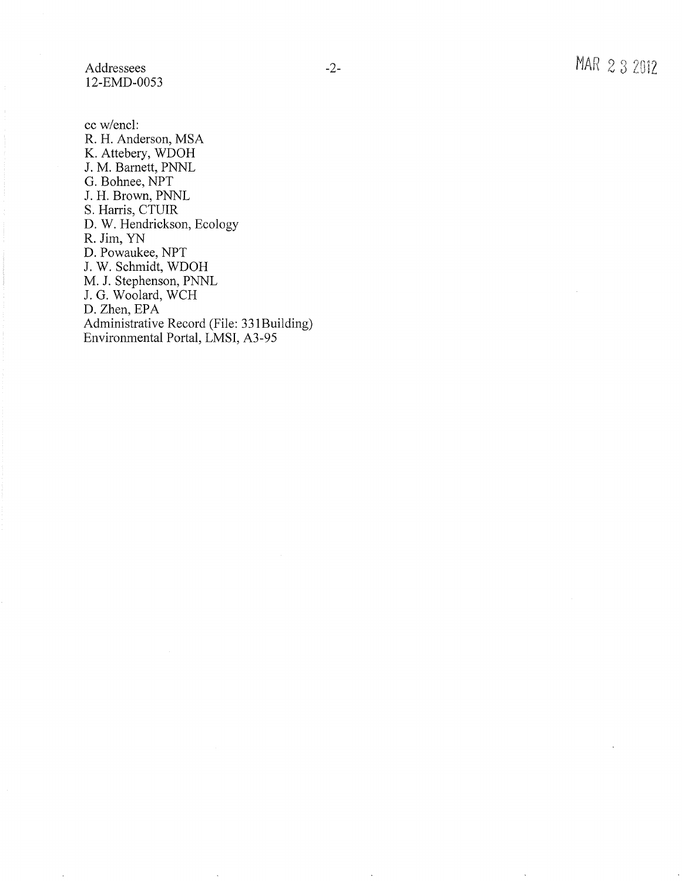cc w/encl:
R. H. Anderson, MSA
K. Attebery, WDOH
J. M. Barnett, PNNL
G. Bohnee, NPT
J. H. Brown, PNNL
S. Harris, CTUIR
D. W. Hendrickson, Ecology
R. Jim, YN
D. Powaukee, NPT
J. W. Schmidt, WDOH
M. J. Stephenson, PNNL
J. G. Woolard, WCH
D. Zhen, EPA
Administrative Record (File: 331Building)
Environmental Portal, LMSI, A3-95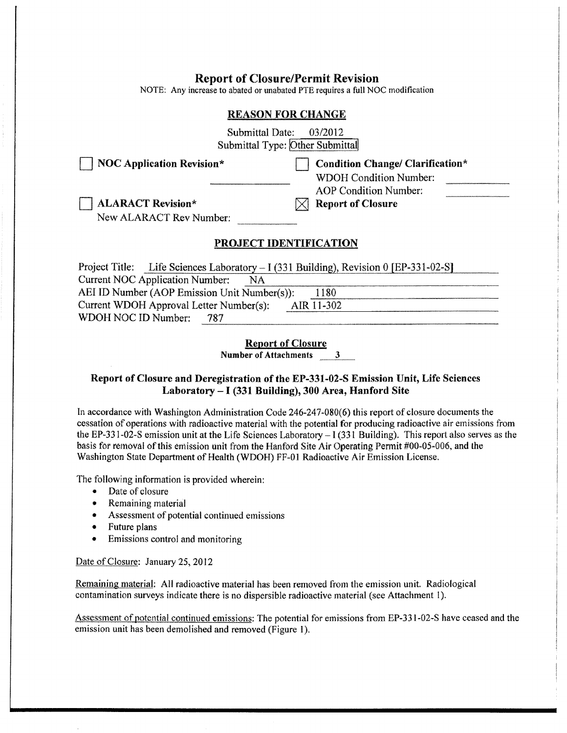## Report of Closure/Permit Revision

NOTE: Any increase to abated or unabated PTE requires a full NOC modification

### REASON FOR CHANGE

Submittal Date: 03/2012

Submittal Type: Other Submittal

- ☐ **NOC Application Revision***
- ☐ **Condition Change/ Clarification***
  - WDOH Condition Number: ______
  - AOP Condition Number: ______
- ☐ **ALARACT Revision***
  - New ALARACT Rev Number: ______
- ☒ **Report of Closure**

### PROJECT IDENTIFICATION

Project Title: Life Sciences Laboratory – I (331 Building), Revision 0 [EP-331-02-S]

Current NOC Application Number: NA

AEI ID Number (AOP Emission Unit Number(s)): 1180

Current WDOH Approval Letter Number(s): AIR 11-302

WDOH NOC ID Number: 787

**Report of Closure**

**Number of Attachments 3**

### Report of Closure and Deregistration of the EP-331-02-S Emission Unit, Life Sciences Laboratory – I (331 Building), 300 Area, Hanford Site

In accordance with Washington Administration Code 246-247-080(6) this report of closure documents the cessation of operations with radioactive material with the potential for producing radioactive air emissions from the EP-331-02-S emission unit at the Life Sciences Laboratory – I (331 Building). This report also serves as the basis for removal of this emission unit from the Hanford Site Air Operating Permit #00-05-006, and the Washington State Department of Health (WDOH) FF-01 Radioactive Air Emission License.

The following information is provided wherein:

- Date of closure
- Remaining material
- Assessment of potential continued emissions
- Future plans
- Emissions control and monitoring

Date of Closure: January 25, 2012

Remaining material: All radioactive material has been removed from the emission unit. Radiological contamination surveys indicate there is no dispersible radioactive material (see Attachment 1).

Assessment of potential continued emissions: The potential for emissions from EP-331-02-S have ceased and the emission unit has been demolished and removed (Figure 1).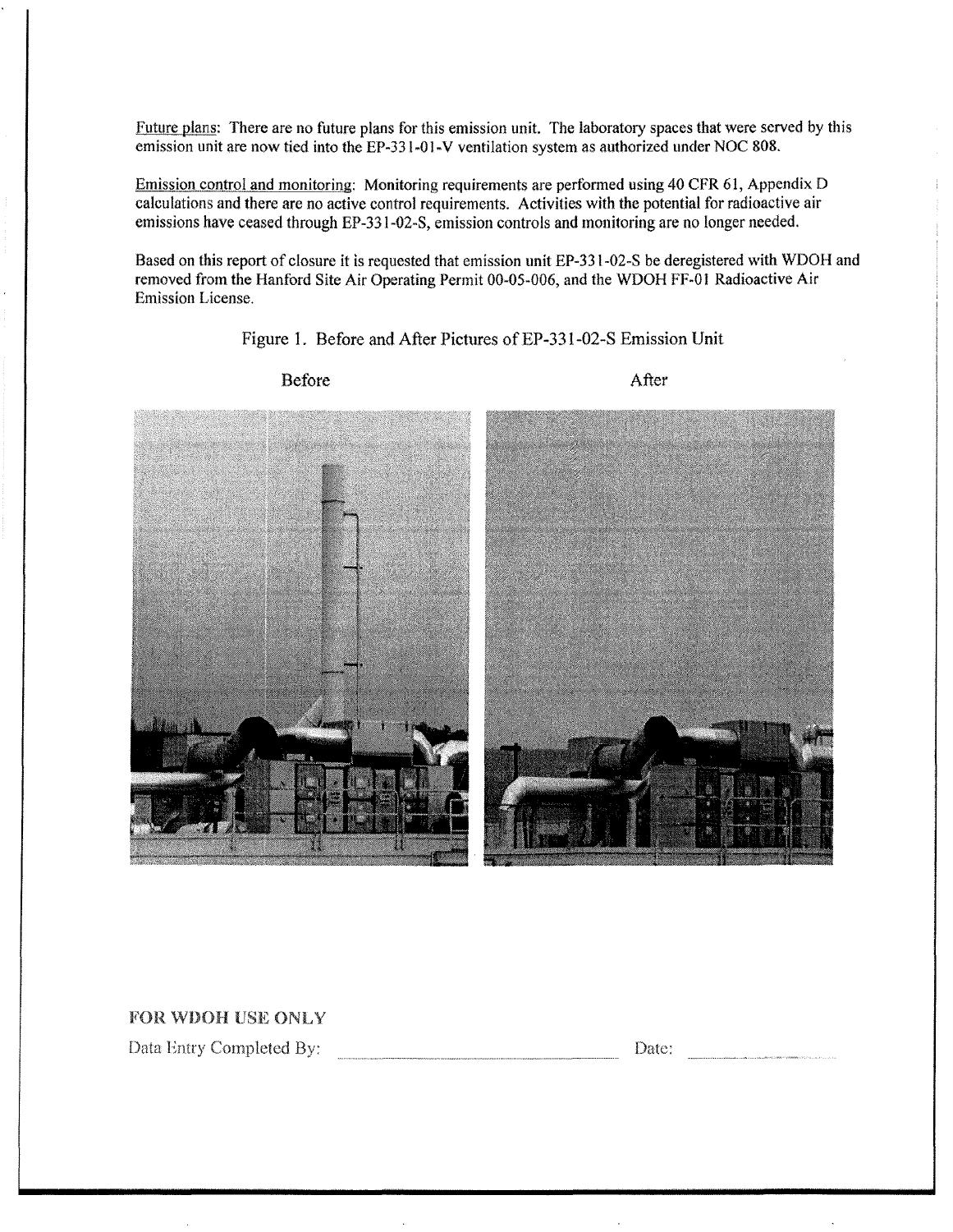Future plans: There are no future plans for this emission unit. The laboratory spaces that were served by this emission unit are now tied into the EP-331-01-V ventilation system as authorized under NOC 808.

Emission control and monitoring: Monitoring requirements are performed using 40 CFR 61, Appendix D calculations and there are no active control requirements. Activities with the potential for radioactive air emissions have ceased through EP-331-02-S, emission controls and monitoring are no longer needed.

Based on this report of closure it is requested that emission unit EP-331-02-S be deregistered with WDOH and removed from the Hanford Site Air Operating Permit 00-05-006, and the WDOH FF-01 Radioactive Air Emission License.

Figure 1. Before and After Pictures of EP-331-02-S Emission Unit

Before After

FOR WDOH USE ONLY

Data Entry Completed By: ______________________ Date: ____________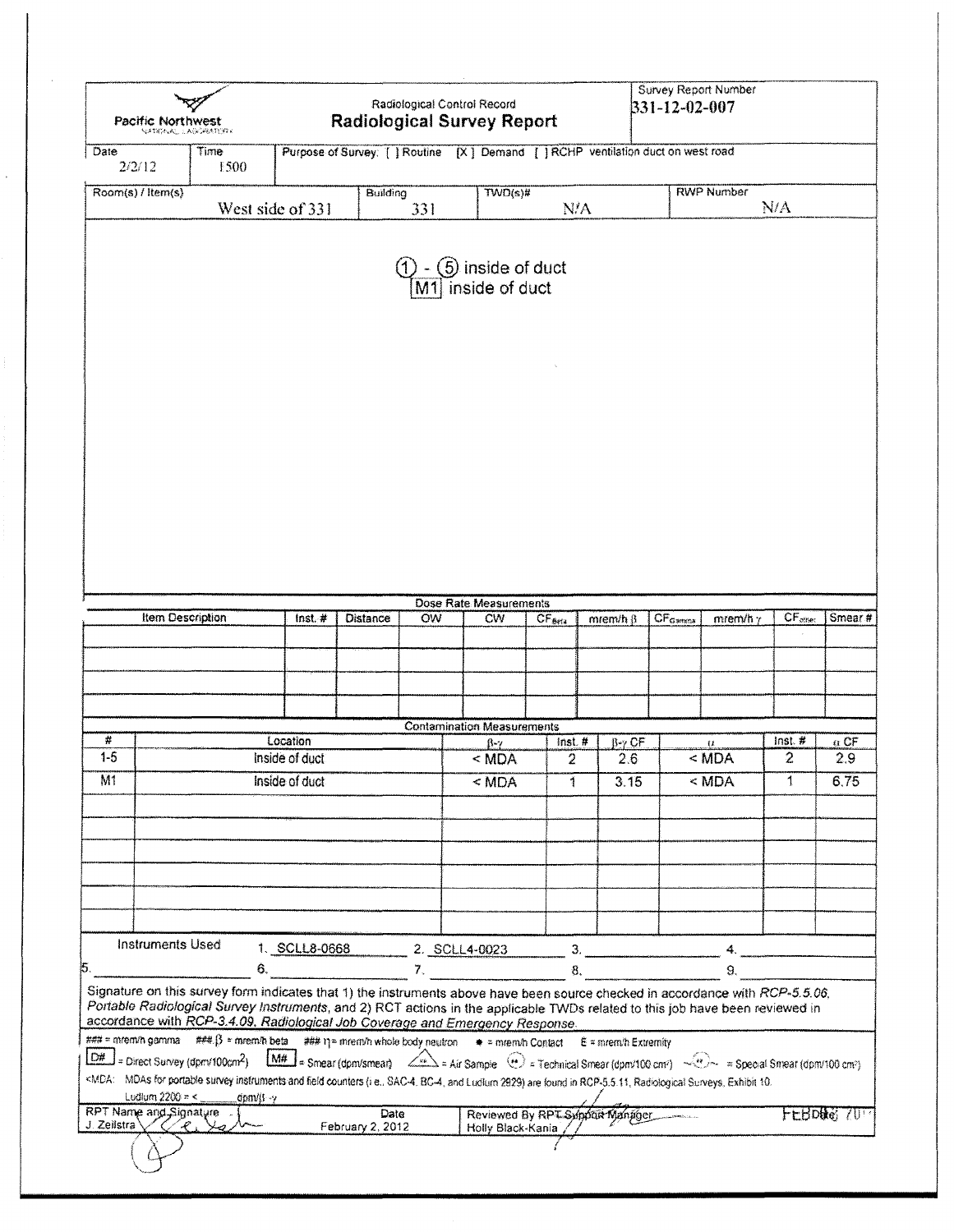Pacific Northwest NATIONAL LABORATORY

Radiological Control Record

## Radiological Survey Report

Survey Report Number: 331-12-02-007

| Date | Time | Purpose of Survey |
|---|---|---|
| 2/2/12 | 1500 | [ ] Routine [X] Demand [ ] RCHP ventilation duct on west road |

| Room(s) / Item(s) | Building | TWD(s)# | RWP Number |
|---|---|---|---|
| West side of 331 | 331 | N/A | N/A |

①-⑤ inside of duct

[M1] inside of duct

**Dose Rate Measurements**

| Item Description | Inst. # | Distance | OW | CW | $CF_{Beta}$ | mrem/h β | $CF_{Gamma}$ | mrem/h γ | $CF_{other}$ | Smear # |
|---|---|---|---|---|---|---|---|---|---|---|
| | | | | | | | | | | |
| | | | | | | | | | | |
| | | | | | | | | | | |
| | | | | | | | | | | |

**Contamination Measurements**

| # | Location | β-γ | Inst. # | β-γ CF | α | Inst. # | α CF |
|---|---|---|---|---|---|---|---|
| 1-5 | Inside of duct | < MDA | 2 | 2.6 | < MDA | 2 | 2.9 |
| M1 | Inside of duct | < MDA | 1 | 3.15 | < MDA | 1 | 6.75 |

Instruments Used 1. SCLL8-0668 2. SCLL4-0023 3. ______ 4. ______ 5. ______ 6. ______ 7. ______ 8. ______ 9. ______

Signature on this survey form indicates that 1) the instruments above have been source checked in accordance with *RCP-5.5.06, Portable Radiological Survey Instruments*, and 2) RCT actions in the applicable TWDs related to this job have been reviewed in accordance with *RCP-3.4.09, Radiological Job Coverage and Emergency Response*.

### = mrem/h gamma ### β = mrem/h beta ### η = mrem/h whole body neutron ● = mrem/h Contact E = mrem/h Extremity

[D#] = Direct Survey (dpm/100cm²) [M#] = Smear (dpm/smear) △ = Air Sample (●) = Technical Smear (dpm/100 cm²) ~(●)~ = Special Smear (dpm/100 cm²)

<MDA: MDAs for portable survey instruments and field counters (i.e., SAC-4, BC-4, and Ludlum 2929) are found in RCP-5.5.11, Radiological Surveys, Exhibit 10.

Ludlum 2200 = < ______ dpm/β-γ

| RPT Name and Signature | Date | Reviewed By RPT Support Manager | Date |
|---|---|---|---|
| J. Zeilstra | February 2, 2012 | Holly Black-Kania | FEB 06 2012 |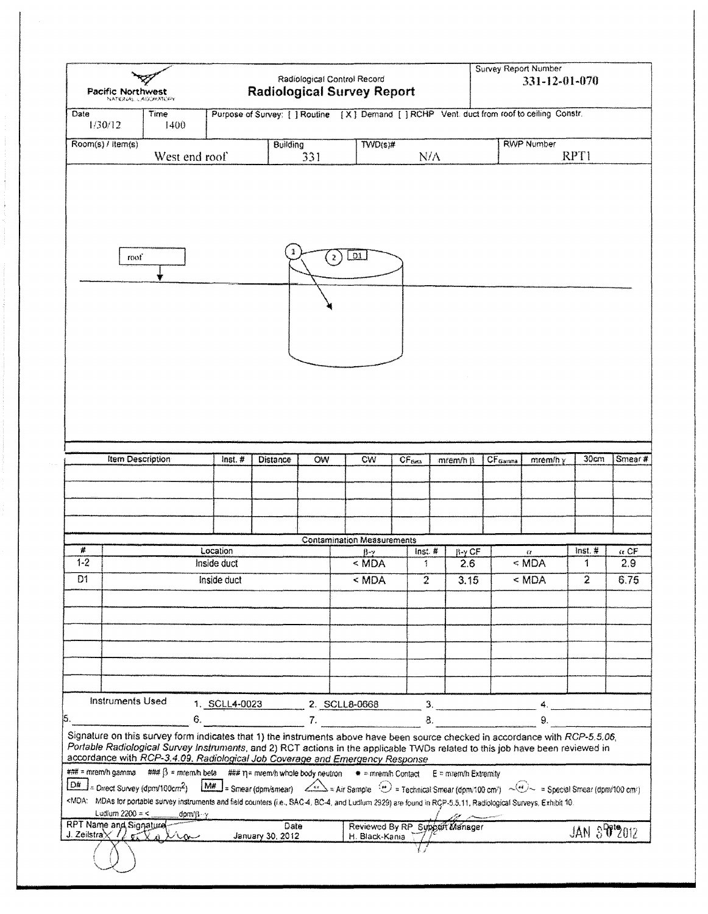Pacific Northwest NATIONAL LABORATORY

Radiological Control Record

## Radiological Survey Report

Survey Report Number: 331-12-01-070

| Date | Time | Purpose of Survey |
|---|---|---|
| 1/30/12 | 1400 | [ ] Routine [X] Demand [ ] RCHP Vent. duct from roof to ceiling Constr. |

| Room(s) / Item(s) | Building | TWD(s)# | RWP Number |
|---|---|---|---|
| West end roof | 331 | N/A | RPT1 |

roof

1 2 D1

| Item Description | Inst. # | Distance | OW | CW | $CF_{Beta}$ | mrem/h β | $CF_{Gamma}$ | mrem/h γ | 30cm | Smear # |
|---|---|---|---|---|---|---|---|---|---|---|
| | | | | | | | | | | |
| | | | | | | | | | | |
| | | | | | | | | | | |
| | | | | | | | | | | |

**Contamination Measurements**

| # | Location | β-γ | Inst. # | β-γ CF | α | Inst. # | α CF |
|---|---|---|---|---|---|---|---|
| 1-2 | Inside duct | < MDA | 1 | 2.6 | < MDA | 1 | 2.9 |
| D1 | Inside duct | < MDA | 2 | 3.15 | < MDA | 2 | 6.75 |
| | | | | | | | |
| | | | | | | | |
| | | | | | | | |
| | | | | | | | |
| | | | | | | | |
| | | | | | | | |

Instruments Used 1. SCLL4-0023 2. SCLL8-0668 3. ______ 4. ______ 5. ______ 6. ______ 7. ______ 8. ______ 9. ______

Signature on this survey form indicates that 1) the instruments above have been source checked in accordance with *RCP-5.5.06, Portable Radiological Survey Instruments*, and 2) RCT actions in the applicable TWDs related to this job have been reviewed in accordance with *RCP-3.4.09, Radiological Job Coverage and Emergency Response*

### = mrem/h gamma ### β = mrem/h beta ### η = mrem/h whole body neutron * = mrem/h Contact E = mrem/h Extremity

D# = Direct Survey (dpm/100cm²) M# = Smear (dpm/smear) = Air Sample = Technical Smear (dpm/100 cm²) = Special Smear (dpm/100 cm²)

<MDA: MDAs for portable survey instruments and field counters (i.e., SAC-4, BC-4, and Ludlum 2929) are found in RCP-5.5.11, Radiological Surveys, Exhibit 10.

Ludlum 2200 = < ______ dpm/β-γ

| RPT Name and Signature | Date | Reviewed By RP Support Manager | Date |
|---|---|---|---|
| J. Zeilstra | January 30, 2012 | H. Black-Kania | JAN 30 2012 |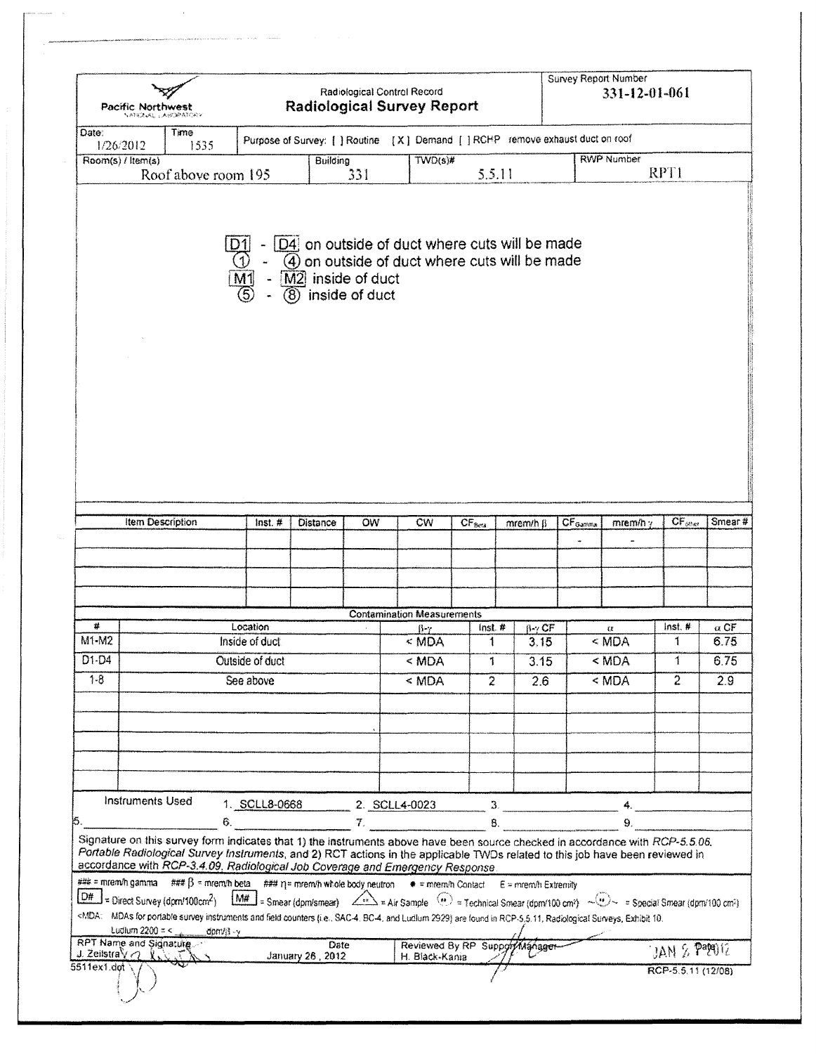Pacific Northwest NATIONAL LABORATORY

Radiological Control Record

# Radiological Survey Report

Survey Report Number: 331-12-01-061

| Date | Time | Purpose of Survey | |
|---|---|---|---|
| 1/26/2012 | 1535 | [ ] Routine [X] Demand [ ] RCHP remove exhaust duct on roof | |

| Room(s) / Item(s) | Building | TWD(s)# | RWP Number |
|---|---|---|---|
| Roof above room 195 | 331 | 5.5.11 | RPT1 |

[D1] - [D4] on outside of duct where cuts will be made

① - ④ on outside of duct where cuts will be made

[M1] - [M2] inside of duct

⑤ - ⑧ inside of duct

| Item Description | Inst. # | Distance | OW | CW | $CF_{Beta}$ | mrem/h β | $CF_{Gamma}$ | mrem/h γ | $CF_{other}$ | Smear # |
|---|---|---|---|---|---|---|---|---|---|---|
| | | | | | | | - | - | | |
| | | | | | | | | | | |
| | | | | | | | | | | |
| | | | | | | | | | | |

**Contamination Measurements**

| # | Location | β-γ | Inst. # | β-γ CF | α | Inst. # | α CF |
|---|---|---|---|---|---|---|---|
| M1-M2 | Inside of duct | < MDA | 1 | 3.15 | < MDA | 1 | 6.75 |
| D1-D4 | Outside of duct | < MDA | 1 | 3.15 | < MDA | 1 | 6.75 |
| 1-8 | See above | < MDA | 2 | 2.6 | < MDA | 2 | 2.9 |

Instruments Used 1. SCLL8-0668 2. SCLL4-0023 3. \_\_\_ 4. \_\_\_ 5. \_\_\_ 6. \_\_\_ 7. \_\_\_ 8. \_\_\_ 9. \_\_\_

Signature on this survey form indicates that 1) the instruments above have been source checked in accordance with *RCP-5.5.06, Portable Radiological Survey Instruments*, and 2) RCT actions in the applicable TWDs related to this job have been reviewed in accordance with *RCP-3.4.09, Radiological Job Coverage and Emergency Response*.

### = mrem/h gamma ### β = mrem/h beta ### η = mrem/h whole body neutron * = mrem/h Contact E = mrem/h Extremity

[D#] = Direct Survey (dpm/100cm²) [M#] = Smear (dpm/smear) △ = Air Sample ⓣ = Technical Smear (dpm/100 cm²) ~ⓢ~ = Special Smear (dpm/100 cm²)

<MDA: MDAs for portable survey instruments and field counters (i.e., SAC-4, BC-4, and Ludlum 2929) are found in RCP-5.5.11, Radiological Surveys, Exhibit 10.

Ludlum 2200 = < \_\_\_ dpm/β-γ

| RPT Name and Signature | Date | Reviewed By RP Support Manager | Date |
|---|---|---|---|
| J. Zeilstra | January 26, 2012 | H. Black-Kania | JAN 27 2012 |

5511ex1.dot

RCP-5.5.11 (12/08)